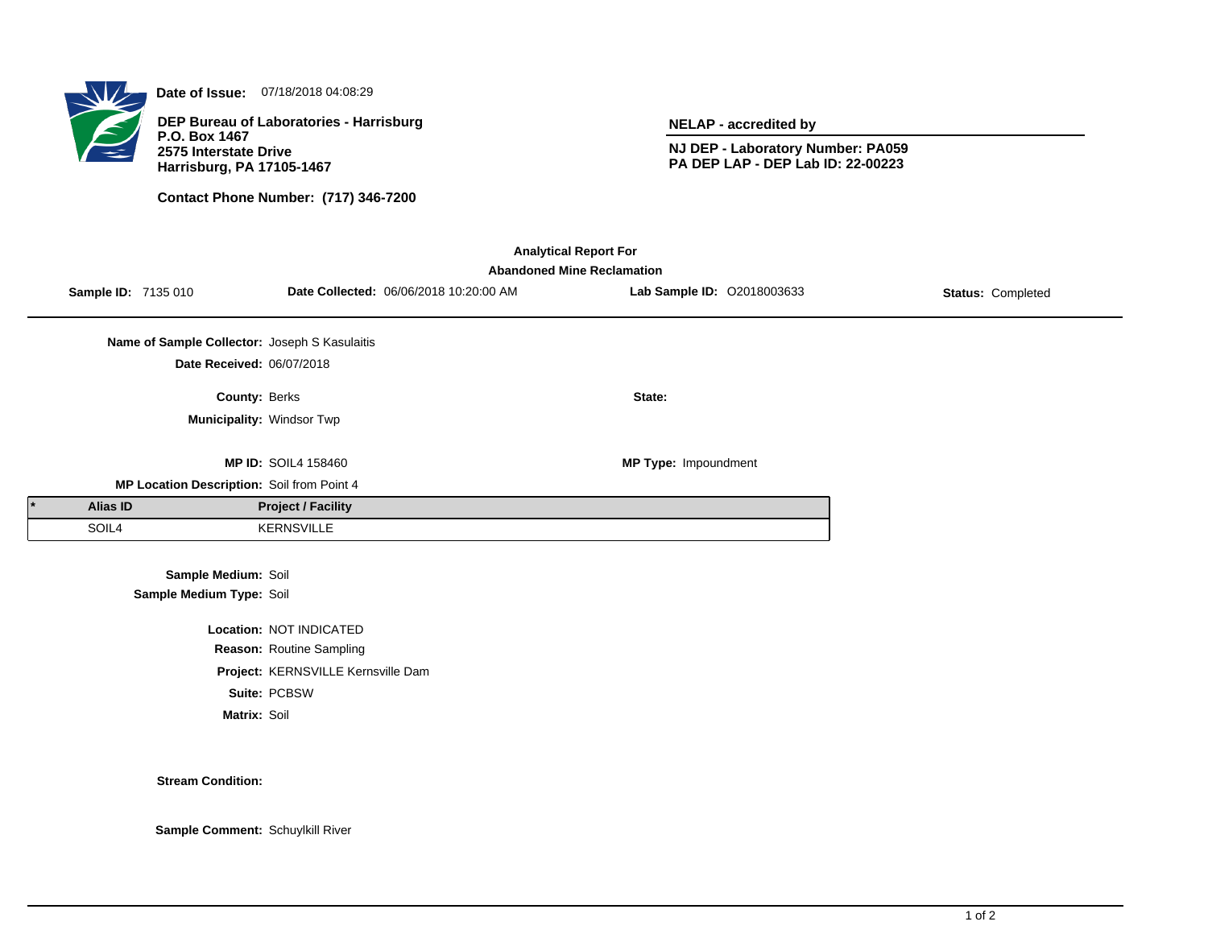**Date of Issue:** 07/18/2018 04:08:29

**DEP Bureau of Laboratories - Harrisburg**
**P.O. Box 1467**
**2575 Interstate Drive**
**Harrisburg, PA 17105-1467**

**Contact Phone Number: (717) 346-7200**

**NELAP - accredited by**

**NJ DEP - Laboratory Number: PA059**
**PA DEP LAP - DEP Lab ID: 22-00223**

## Analytical Report For
## Abandoned Mine Reclamation

**Sample ID:** 7135 010 **Date Collected:** 06/06/2018 10:20:00 AM **Lab Sample ID:** O2018003633 **Status:** Completed

**Name of Sample Collector:** Joseph S Kasulaitis

**Date Received:** 06/07/2018

**County:** Berks **State:**

**Municipality:** Windsor Twp

**MP ID:** SOIL4 158460 **MP Type:** Impoundment

**MP Location Description:** Soil from Point 4

| * | Alias ID | Project / Facility |
|---|---|---|
| | SOIL4 | KERNSVILLE |

**Sample Medium:** Soil
**Sample Medium Type:** Soil

**Location:** NOT INDICATED
**Reason:** Routine Sampling
**Project:** KERNSVILLE Kernsville Dam
**Suite:** PCBSW
**Matrix:** Soil

**Stream Condition:**

**Sample Comment:** Schuylkill River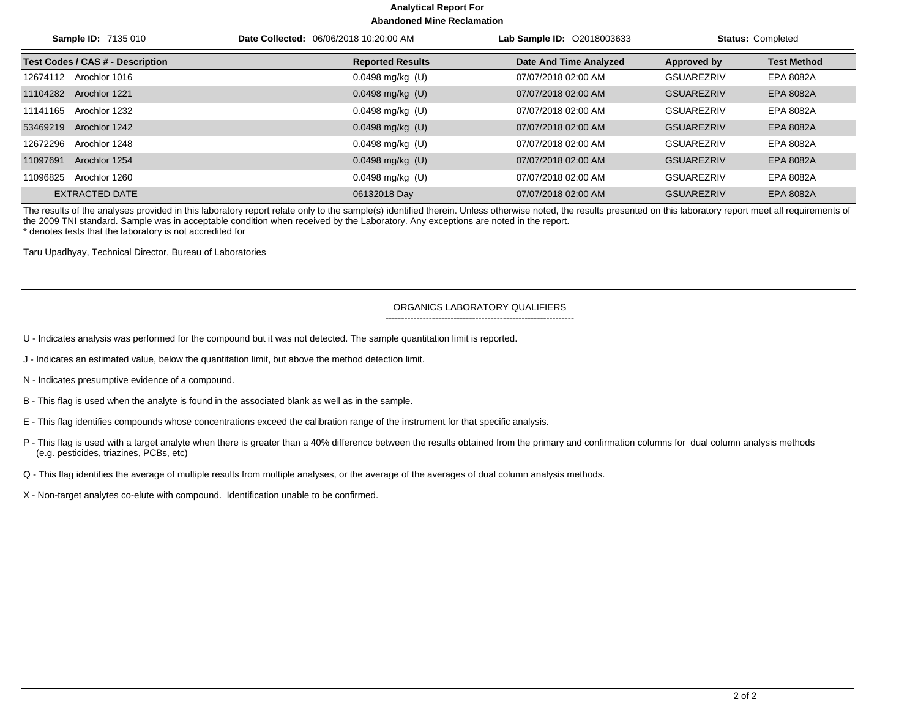**Analytical Report For**
**Abandoned Mine Reclamation**

| **Sample ID:** 7135 010 | **Date Collected:** 06/06/2018 10:20:00 AM | **Lab Sample ID:** O2018003633 | **Status:** Completed |
|---|---|---|---|

| Test Codes / CAS # - Description | Reported Results | Date And Time Analyzed | Approved by | Test Method |
|---|---|---|---|---|
| 12674112 Arochlor 1016 | 0.0498 mg/kg (U) | 07/07/2018 02:00 AM | GSUAREZRIV | EPA 8082A |
| 11104282 Arochlor 1221 | 0.0498 mg/kg (U) | 07/07/2018 02:00 AM | GSUAREZRIV | EPA 8082A |
| 11141165 Arochlor 1232 | 0.0498 mg/kg (U) | 07/07/2018 02:00 AM | GSUAREZRIV | EPA 8082A |
| 53469219 Arochlor 1242 | 0.0498 mg/kg (U) | 07/07/2018 02:00 AM | GSUAREZRIV | EPA 8082A |
| 12672296 Arochlor 1248 | 0.0498 mg/kg (U) | 07/07/2018 02:00 AM | GSUAREZRIV | EPA 8082A |
| 11097691 Arochlor 1254 | 0.0498 mg/kg (U) | 07/07/2018 02:00 AM | GSUAREZRIV | EPA 8082A |
| 11096825 Arochlor 1260 | 0.0498 mg/kg (U) | 07/07/2018 02:00 AM | GSUAREZRIV | EPA 8082A |
| EXTRACTED DATE | 06132018 Day | 07/07/2018 02:00 AM | GSUAREZRIV | EPA 8082A |

The results of the analyses provided in this laboratory report relate only to the sample(s) identified therein. Unless otherwise noted, the results presented on this laboratory report meet all requirements of the 2009 TNI standard. Sample was in acceptable condition when received by the Laboratory. Any exceptions are noted in the report.
* denotes tests that the laboratory is not accredited for

Taru Upadhyay, Technical Director, Bureau of Laboratories

## ORGANICS LABORATORY QUALIFIERS

U - Indicates analysis was performed for the compound but it was not detected. The sample quantitation limit is reported.

J - Indicates an estimated value, below the quantitation limit, but above the method detection limit.

N - Indicates presumptive evidence of a compound.

B - This flag is used when the analyte is found in the associated blank as well as in the sample.

E - This flag identifies compounds whose concentrations exceed the calibration range of the instrument for that specific analysis.

P - This flag is used with a target analyte when there is greater than a 40% difference between the results obtained from the primary and confirmation columns for dual column analysis methods (e.g. pesticides, triazines, PCBs, etc)

Q - This flag identifies the average of multiple results from multiple analyses, or the average of the averages of dual column analysis methods.

X - Non-target analytes co-elute with compound. Identification unable to be confirmed.